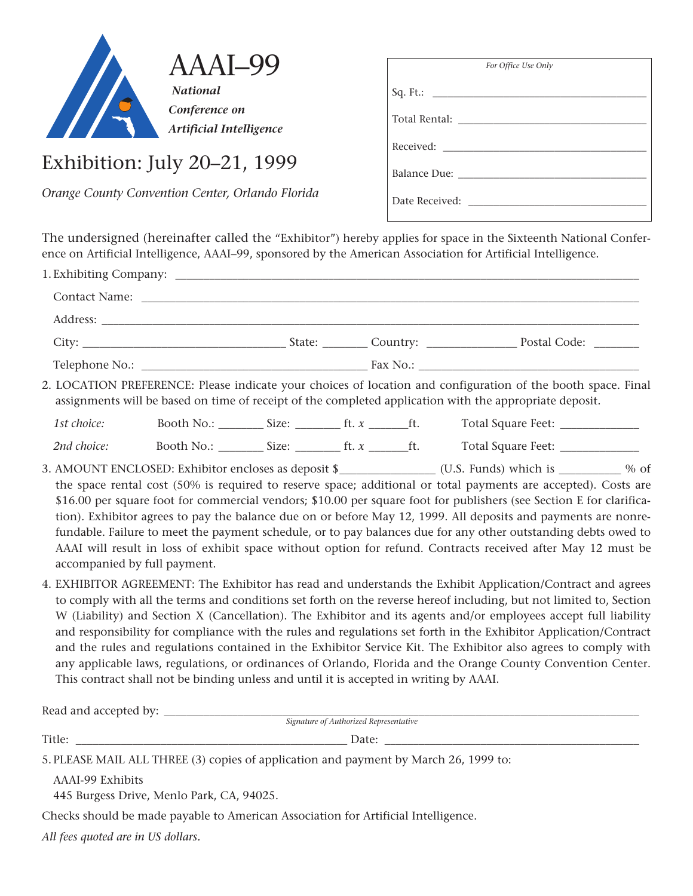# AAAI–99

***National Conference on Artificial Intelligence***

## Exhibition: July 20–21, 1999

*Orange County Convention Center, Orlando Florida*

*For Office Use Only*

Sq. Ft.: ____________________

Total Rental: ____________________

Received: ____________________

Balance Due: ____________________

Date Received: ____________________

The undersigned (hereinafter called the "Exhibitor") hereby applies for space in the Sixteenth National Conference on Artificial Intelligence, AAAI–99, sponsored by the American Association for Artificial Intelligence.

1. Exhibiting Company: ____________________

   Contact Name: ____________________

   Address: ____________________

   City: ____________________ State: _______ Country: ______________ Postal Code: _______

   Telephone No.: ____________________ Fax No.: ____________________

2. LOCATION PREFERENCE: Please indicate your choices of location and configuration of the booth space. Final assignments will be based on time of receipt of the completed application with the appropriate deposit.

   *1st choice:* Booth No.: _______ Size: _______ ft. *x* _______ft. Total Square Feet: ____________

   *2nd choice:* Booth No.: _______ Size: _______ ft. *x* _______ft. Total Square Feet: ____________

3. AMOUNT ENCLOSED: Exhibitor encloses as deposit $_______________ (U.S. Funds) which is __________ % of the space rental cost (50% is required to reserve space; additional or total payments are accepted). Costs are $16.00 per square foot for commercial vendors; $10.00 per square foot for publishers (see Section E for clarification). Exhibitor agrees to pay the balance due on or before May 12, 1999. All deposits and payments are nonrefundable. Failure to meet the payment schedule, or to pay balances due for any other outstanding debts owed to AAAI will result in loss of exhibit space without option for refund. Contracts received after May 12 must be accompanied by full payment.

4. EXHIBITOR AGREEMENT: The Exhibitor has read and understands the Exhibit Application/Contract and agrees to comply with all the terms and conditions set forth on the reverse hereof including, but not limited to, Section W (Liability) and Section X (Cancellation). The Exhibitor and its agents and/or employees accept full liability and responsibility for compliance with the rules and regulations set forth in the Exhibitor Application/Contract and the rules and regulations contained in the Exhibitor Service Kit. The Exhibitor also agrees to comply with any applicable laws, regulations, or ordinances of Orlando, Florida and the Orange County Convention Center. This contract shall not be binding unless and until it is accepted in writing by AAAI.

Read and accepted by: ____________________
*Signature of Authorized Representative*

Title: ____________________ Date: ____________________

5. PLEASE MAIL ALL THREE (3) copies of application and payment by March 26, 1999 to:

   AAAI-99 Exhibits
   445 Burgess Drive, Menlo Park, CA, 94025.

Checks should be made payable to American Association for Artificial Intelligence.

*All fees quoted are in US dollars.*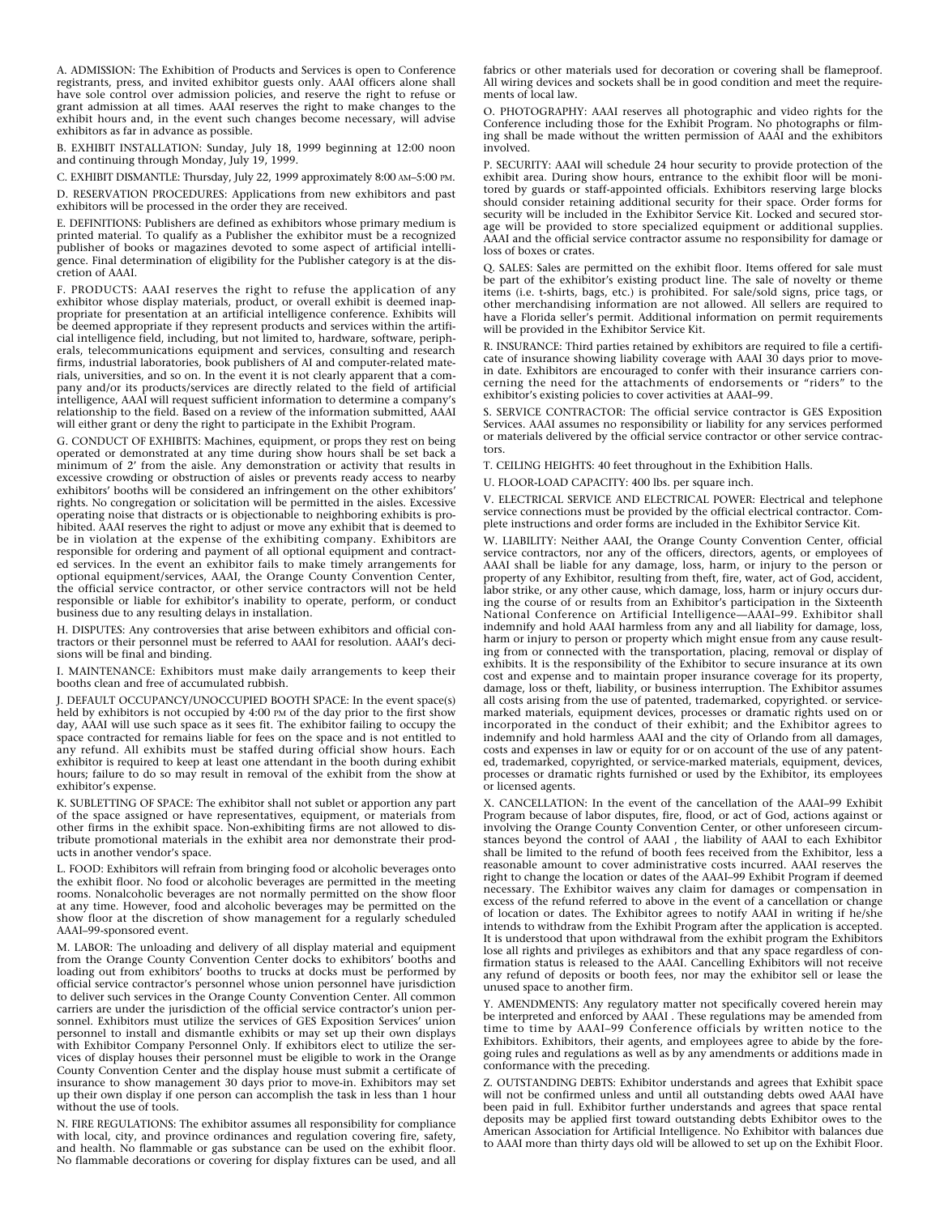A. ADMISSION: The Exhibition of Products and Services is open to Conference registrants, press, and invited exhibitor guests only. AAAI officers alone shall have sole control over admission policies, and reserve the right to refuse or grant admission at all times. AAAI reserves the right to make changes to the exhibit hours and, in the event such changes become necessary, will advise exhibitors as far in advance as possible.

B. EXHIBIT INSTALLATION: Sunday, July 18, 1999 beginning at 12:00 noon and continuing through Monday, July 19, 1999.

C. EXHIBIT DISMANTLE: Thursday, July 22, 1999 approximately 8:00 AM–5:00 PM.

D. RESERVATION PROCEDURES: Applications from new exhibitors and past exhibitors will be processed in the order they are received.

E. DEFINITIONS: Publishers are defined as exhibitors whose primary medium is printed material. To qualify as a Publisher the exhibitor must be a recognized publisher of books or magazines devoted to some aspect of artificial intelligence. Final determination of eligibility for the Publisher category is at the discretion of AAAI.

F. PRODUCTS: AAAI reserves the right to refuse the application of any exhibitor whose display materials, product, or overall exhibit is deemed inappropriate for presentation at an artificial intelligence conference. Exhibits will be deemed appropriate if they represent products and services within the artificial intelligence field, including, but not limited to, hardware, software, peripherals, telecommunications equipment and services, consulting and research firms, industrial laboratories, book publishers of AI and computer-related materials, universities, and so on. In the event it is not clearly apparent that a company and/or its products/services are directly related to the field of artificial intelligence, AAAI will request sufficient information to determine a company's relationship to the field. Based on a review of the information submitted, AAAI will either grant or deny the right to participate in the Exhibit Program.

G. CONDUCT OF EXHIBITS: Machines, equipment, or props they rest on being operated or demonstrated at any time during show hours shall be set back a minimum of 2' from the aisle. Any demonstration or activity that results in excessive crowding or obstruction of aisles or prevents ready access to nearby exhibitors' booths will be considered an infringement on the other exhibitors' rights. No congregation or solicitation will be permitted in the aisles. Excessive operating noise that distracts or is objectionable to neighboring exhibits is prohibited. AAAI reserves the right to adjust or move any exhibit that is deemed to be in violation at the expense of the exhibiting company. Exhibitors are responsible for ordering and payment of all optional equipment and contracted services. In the event an exhibitor fails to make timely arrangements for optional equipment/services, AAAI, the Orange County Convention Center, the official service contractor, or other service contractors will not be held responsible or liable for exhibitor's inability to operate, perform, or conduct business due to any resulting delays in installation.

H. DISPUTES: Any controversies that arise between exhibitors and official contractors or their personnel must be referred to AAAI for resolution. AAAI's decisions will be final and binding.

I. MAINTENANCE: Exhibitors must make daily arrangements to keep their booths clean and free of accumulated rubbish.

J. DEFAULT OCCUPANCY/UNOCCUPIED BOOTH SPACE: In the event space(s) held by exhibitors is not occupied by 4:00 PM of the day prior to the first show day, AAAI will use such space as it sees fit. The exhibitor failing to occupy the space contracted for remains liable for fees on the space and is not entitled to any refund. All exhibits must be staffed during official show hours. Each exhibitor is required to keep at least one attendant in the booth during exhibit hours; failure to do so may result in removal of the exhibit from the show at exhibitor's expense.

K. SUBLETTING OF SPACE: The exhibitor shall not sublet or apportion any part of the space assigned or have representatives, equipment, or materials from other firms in the exhibit space. Non-exhibiting firms are not allowed to distribute promotional materials in the exhibit area nor demonstrate their products in another vendor's space.

L. FOOD: Exhibitors will refrain from bringing food or alcoholic beverages onto the exhibit floor. No food or alcoholic beverages are permitted in the meeting rooms. Nonalcoholic beverages are not normally permitted on the show floor at any time. However, food and alcoholic beverages may be permitted on the show floor at the discretion of show management for a regularly scheduled AAAI–99-sponsored event.

M. LABOR: The unloading and delivery of all display material and equipment from the Orange County Convention Center docks to exhibitors' booths and loading out from exhibitors' booths to trucks at docks must be performed by official service contractor's personnel whose union personnel have jurisdiction to deliver such services in the Orange County Convention Center. All common carriers are under the jurisdiction of the official service contractor's union personnel. Exhibitors must utilize the services of GES Exposition Services' union personnel to install and dismantle exhibits or may set up their own displays with Exhibitor Company Personnel Only. If exhibitors elect to utilize the services of display houses their personnel must be eligible to work in the Orange County Convention Center and the display house must submit a certificate of insurance to show management 30 days prior to move-in. Exhibitors may set up their own display if one person can accomplish the task in less than 1 hour without the use of tools.

N. FIRE REGULATIONS: The exhibitor assumes all responsibility for compliance with local, city, and province ordinances and regulation covering fire, safety, and health. No flammable or gas substance can be used on the exhibit floor. No flammable decorations or covering for display fixtures can be used, and all fabrics or other materials used for decoration or covering shall be flameproof. All wiring devices and sockets shall be in good condition and meet the requirements of local law.

O. PHOTOGRAPHY: AAAI reserves all photographic and video rights for the Conference including those for the Exhibit Program. No photographs or filming shall be made without the written permission of AAAI and the exhibitors involved.

P. SECURITY: AAAI will schedule 24 hour security to provide protection of the exhibit area. During show hours, entrance to the exhibit floor will be monitored by guards or staff-appointed officials. Exhibitors reserving large blocks should consider retaining additional security for their space. Order forms for security will be included in the Exhibitor Service Kit. Locked and secured storage will be provided to store specialized equipment or additional supplies. AAAI and the official service contractor assume no responsibility for damage or loss of boxes or crates.

Q. SALES: Sales are permitted on the exhibit floor. Items offered for sale must be part of the exhibitor's existing product line. The sale of novelty or theme items (i.e. t-shirts, bags, etc.) is prohibited. For sale/sold signs, price tags, or other merchandising information are not allowed. All sellers are required to have a Florida seller's permit. Additional information on permit requirements will be provided in the Exhibitor Service Kit.

R. INSURANCE: Third parties retained by exhibitors are required to file a certificate of insurance showing liability coverage with AAAI 30 days prior to move-in date. Exhibitors are encouraged to confer with their insurance carriers concerning the need for the attachments of endorsements or "riders" to the exhibitor's existing policies to cover activities at AAAI–99.

S. SERVICE CONTRACTOR: The official service contractor is GES Exposition Services. AAAI assumes no responsibility or liability for any services performed or materials delivered by the official service contractor or other service contractors.

T. CEILING HEIGHTS: 40 feet throughout in the Exhibition Halls.

U. FLOOR-LOAD CAPACITY: 400 lbs. per square inch.

V. ELECTRICAL SERVICE AND ELECTRICAL POWER: Electrical and telephone service connections must be provided by the official electrical contractor. Complete instructions and order forms are included in the Exhibitor Service Kit.

W. LIABILITY: Neither AAAI, the Orange County Convention Center, official service contractors, nor any of the officers, directors, agents, or employees of AAAI shall be liable for any damage, loss, harm, or injury to the person or property of any Exhibitor, resulting from theft, fire, water, act of God, accident, labor strike, or any other cause, which damage, loss, harm or injury occurs during the course of or results from an Exhibitor's participation in the Sixteenth National Conference on Artificial Intelligence—AAAI–99. Exhibitor shall indemnify and hold AAAI harmless from any and all liability for damage, loss, harm or injury to person or property which might ensue from any cause resulting from or connected with the transportation, placing, removal or display of exhibits. It is the responsibility of the Exhibitor to secure insurance at its own cost and expense and to maintain proper insurance coverage for its property, damage, loss or theft, liability, or business interruption. The Exhibitor assumes all costs arising from the use of patented, trademarked, copyrighted. or service-marked materials, equipment devices, processes or dramatic rights used on or incorporated in the conduct of their exhibit; and the Exhibitor agrees to indemnify and hold harmless AAAI and the city of Orlando from all damages, costs and expenses in law or equity for or on account of the use of any patented, trademarked, copyrighted, or service-marked materials, equipment, devices, processes or dramatic rights furnished or used by the Exhibitor, its employees or licensed agents.

X. CANCELLATION: In the event of the cancellation of the AAAI–99 Exhibit Program because of labor disputes, fire, flood, or act of God, actions against or involving the Orange County Convention Center, or other unforeseen circumstances beyond the control of AAAI , the liability of AAAI to each Exhibitor shall be limited to the refund of booth fees received from the Exhibitor, less a reasonable amount to cover administrative costs incurred. AAAI reserves the right to change the location or dates of the AAAI–99 Exhibit Program if deemed necessary. The Exhibitor waives any claim for damages or compensation in excess of the refund referred to above in the event of a cancellation or change of location or dates. The Exhibitor agrees to notify AAAI in writing if he/she intends to withdraw from the Exhibit Program after the application is accepted. It is understood that upon withdrawal from the exhibit program the Exhibitors lose all rights and privileges as exhibitors and that any space regardless of confirmation status is released to the AAAI. Cancelling Exhibitors will not receive any refund of deposits or booth fees, nor may the exhibitor sell or lease the unused space to another firm.

Y. AMENDMENTS: Any regulatory matter not specifically covered herein may be interpreted and enforced by AAAI . These regulations may be amended from time to time by AAAI–99 Conference officials by written notice to the Exhibitors. Exhibitors, their agents, and employees agree to abide by the foregoing rules and regulations as well as by any amendments or additions made in conformance with the preceding.

Z. OUTSTANDING DEBTS: Exhibitor understands and agrees that Exhibit space will not be confirmed unless and until all outstanding debts owed AAAI have been paid in full. Exhibitor further understands and agrees that space rental deposits may be applied first toward outstanding debts Exhibitor owes to the American Association for Artificial Intelligence. No Exhibitor with balances due to AAAI more than thirty days old will be allowed to set up on the Exhibit Floor.